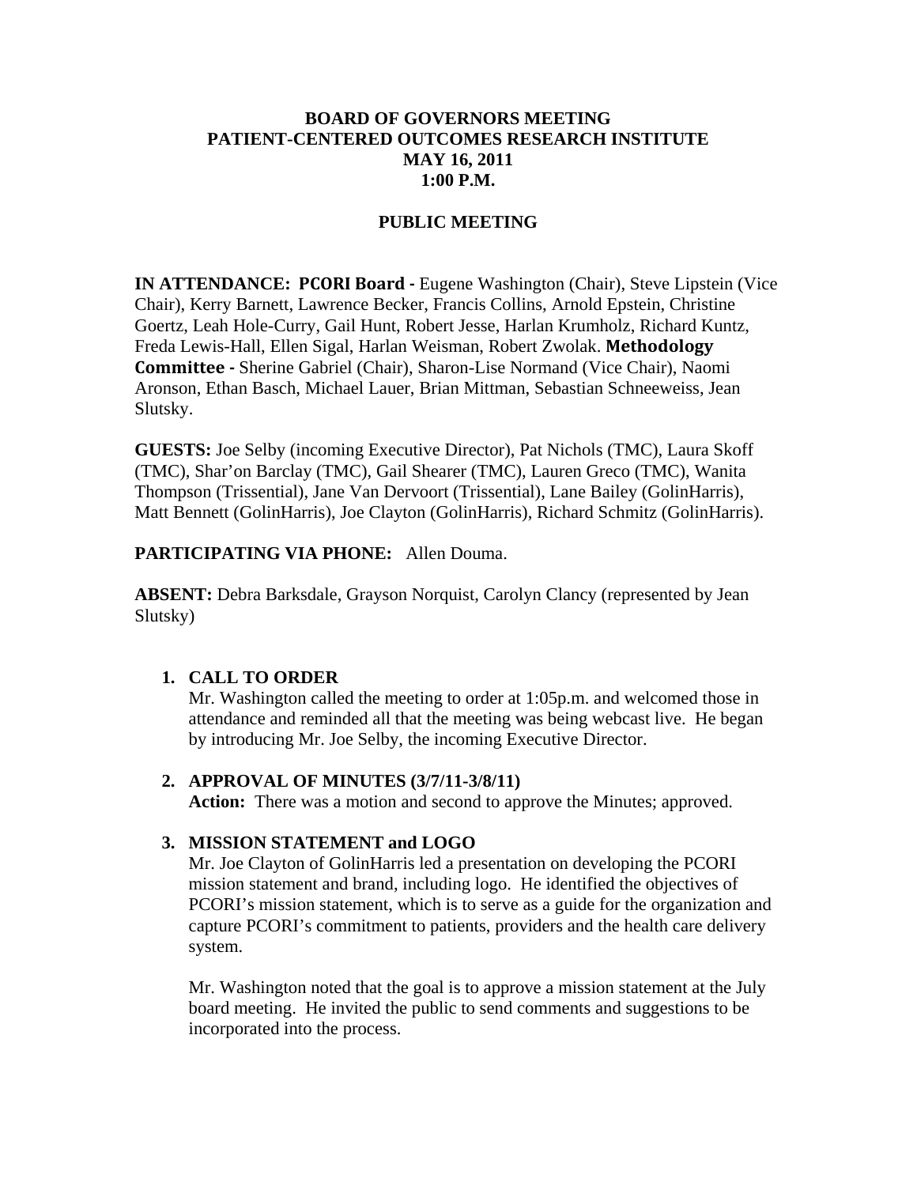**BOARD OF GOVERNORS MEETING**
**PATIENT-CENTERED OUTCOMES RESEARCH INSTITUTE**
**MAY 16, 2011**
**1:00 P.M.**

**PUBLIC MEETING**

**IN ATTENDANCE: PCORI Board -** Eugene Washington (Chair), Steve Lipstein (Vice Chair), Kerry Barnett, Lawrence Becker, Francis Collins, Arnold Epstein, Christine Goertz, Leah Hole-Curry, Gail Hunt, Robert Jesse, Harlan Krumholz, Richard Kuntz, Freda Lewis-Hall, Ellen Sigal, Harlan Weisman, Robert Zwolak. **Methodology Committee -** Sherine Gabriel (Chair), Sharon-Lise Normand (Vice Chair), Naomi Aronson, Ethan Basch, Michael Lauer, Brian Mittman, Sebastian Schneeweiss, Jean Slutsky.

**GUESTS:** Joe Selby (incoming Executive Director), Pat Nichols (TMC), Laura Skoff (TMC), Shar'on Barclay (TMC), Gail Shearer (TMC), Lauren Greco (TMC), Wanita Thompson (Trissential), Jane Van Dervoort (Trissential), Lane Bailey (GolinHarris), Matt Bennett (GolinHarris), Joe Clayton (GolinHarris), Richard Schmitz (GolinHarris).

**PARTICIPATING VIA PHONE:** Allen Douma.

**ABSENT:** Debra Barksdale, Grayson Norquist, Carolyn Clancy (represented by Jean Slutsky)

1. **CALL TO ORDER**
   Mr. Washington called the meeting to order at 1:05p.m. and welcomed those in attendance and reminded all that the meeting was being webcast live. He began by introducing Mr. Joe Selby, the incoming Executive Director.

2. **APPROVAL OF MINUTES (3/7/11-3/8/11)**
   **Action:** There was a motion and second to approve the Minutes; approved.

3. **MISSION STATEMENT and LOGO**
   Mr. Joe Clayton of GolinHarris led a presentation on developing the PCORI mission statement and brand, including logo. He identified the objectives of PCORI's mission statement, which is to serve as a guide for the organization and capture PCORI's commitment to patients, providers and the health care delivery system.

   Mr. Washington noted that the goal is to approve a mission statement at the July board meeting. He invited the public to send comments and suggestions to be incorporated into the process.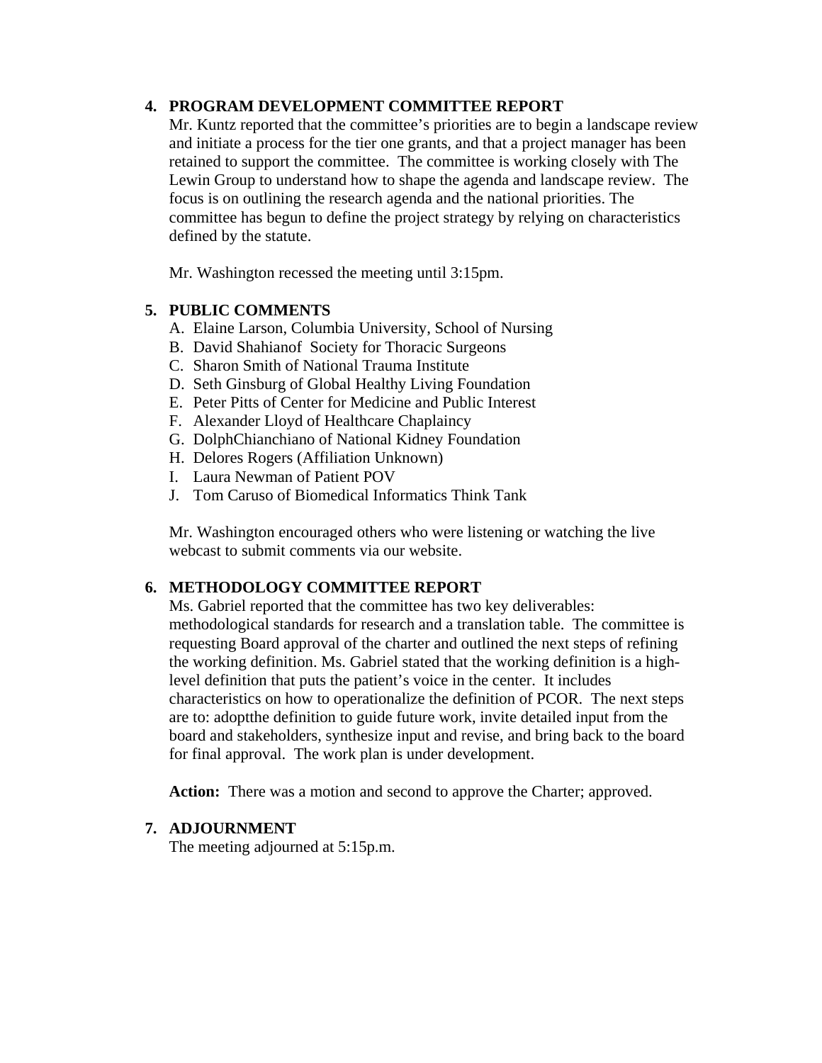4. **PROGRAM DEVELOPMENT COMMITTEE REPORT**

   Mr. Kuntz reported that the committee's priorities are to begin a landscape review and initiate a process for the tier one grants, and that a project manager has been retained to support the committee. The committee is working closely with The Lewin Group to understand how to shape the agenda and landscape review. The focus is on outlining the research agenda and the national priorities. The committee has begun to define the project strategy by relying on characteristics defined by the statute.

   Mr. Washington recessed the meeting until 3:15pm.

5. **PUBLIC COMMENTS**

   A. Elaine Larson, Columbia University, School of Nursing
   B. David Shahianof Society for Thoracic Surgeons
   C. Sharon Smith of National Trauma Institute
   D. Seth Ginsburg of Global Healthy Living Foundation
   E. Peter Pitts of Center for Medicine and Public Interest
   F. Alexander Lloyd of Healthcare Chaplaincy
   G. DolphChianchiano of National Kidney Foundation
   H. Delores Rogers (Affiliation Unknown)
   I. Laura Newman of Patient POV
   J. Tom Caruso of Biomedical Informatics Think Tank

   Mr. Washington encouraged others who were listening or watching the live webcast to submit comments via our website.

6. **METHODOLOGY COMMITTEE REPORT**

   Ms. Gabriel reported that the committee has two key deliverables: methodological standards for research and a translation table. The committee is requesting Board approval of the charter and outlined the next steps of refining the working definition. Ms. Gabriel stated that the working definition is a high-level definition that puts the patient's voice in the center. It includes characteristics on how to operationalize the definition of PCOR. The next steps are to: adoptthe definition to guide future work, invite detailed input from the board and stakeholders, synthesize input and revise, and bring back to the board for final approval. The work plan is under development.

   **Action:** There was a motion and second to approve the Charter; approved.

7. **ADJOURNMENT**

   The meeting adjourned at 5:15p.m.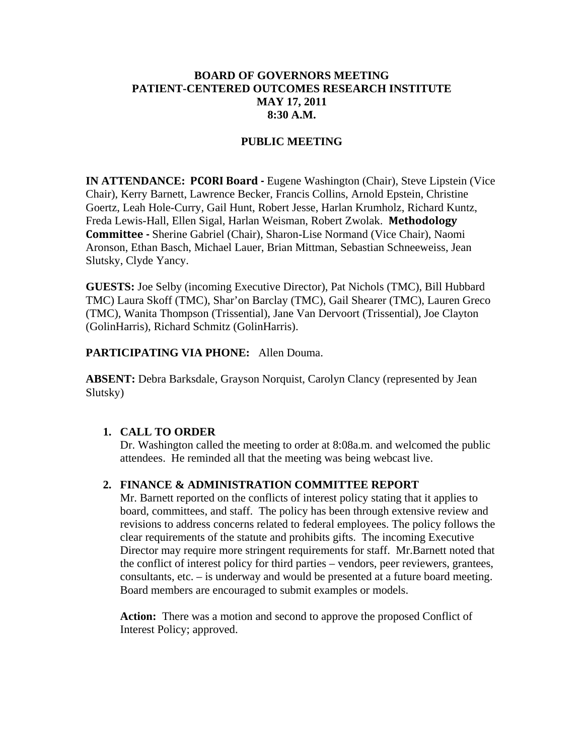**BOARD OF GOVERNORS MEETING**
**PATIENT-CENTERED OUTCOMES RESEARCH INSTITUTE**
**MAY 17, 2011**
**8:30 A.M.**

**PUBLIC MEETING**

**IN ATTENDANCE: PCORI Board -** Eugene Washington (Chair), Steve Lipstein (Vice Chair), Kerry Barnett, Lawrence Becker, Francis Collins, Arnold Epstein, Christine Goertz, Leah Hole-Curry, Gail Hunt, Robert Jesse, Harlan Krumholz, Richard Kuntz, Freda Lewis-Hall, Ellen Sigal, Harlan Weisman, Robert Zwolak. **Methodology Committee -** Sherine Gabriel (Chair), Sharon-Lise Normand (Vice Chair), Naomi Aronson, Ethan Basch, Michael Lauer, Brian Mittman, Sebastian Schneeweiss, Jean Slutsky, Clyde Yancy.

**GUESTS:** Joe Selby (incoming Executive Director), Pat Nichols (TMC), Bill Hubbard TMC) Laura Skoff (TMC), Shar'on Barclay (TMC), Gail Shearer (TMC), Lauren Greco (TMC), Wanita Thompson (Trissential), Jane Van Dervoort (Trissential), Joe Clayton (GolinHarris), Richard Schmitz (GolinHarris).

**PARTICIPATING VIA PHONE:** Allen Douma.

**ABSENT:** Debra Barksdale, Grayson Norquist, Carolyn Clancy (represented by Jean Slutsky)

1. **CALL TO ORDER**
   Dr. Washington called the meeting to order at 8:08a.m. and welcomed the public attendees. He reminded all that the meeting was being webcast live.

2. **FINANCE & ADMINISTRATION COMMITTEE REPORT**
   Mr. Barnett reported on the conflicts of interest policy stating that it applies to board, committees, and staff. The policy has been through extensive review and revisions to address concerns related to federal employees. The policy follows the clear requirements of the statute and prohibits gifts. The incoming Executive Director may require more stringent requirements for staff. Mr.Barnett noted that the conflict of interest policy for third parties – vendors, peer reviewers, grantees, consultants, etc. – is underway and would be presented at a future board meeting. Board members are encouraged to submit examples or models.

   **Action:** There was a motion and second to approve the proposed Conflict of Interest Policy; approved.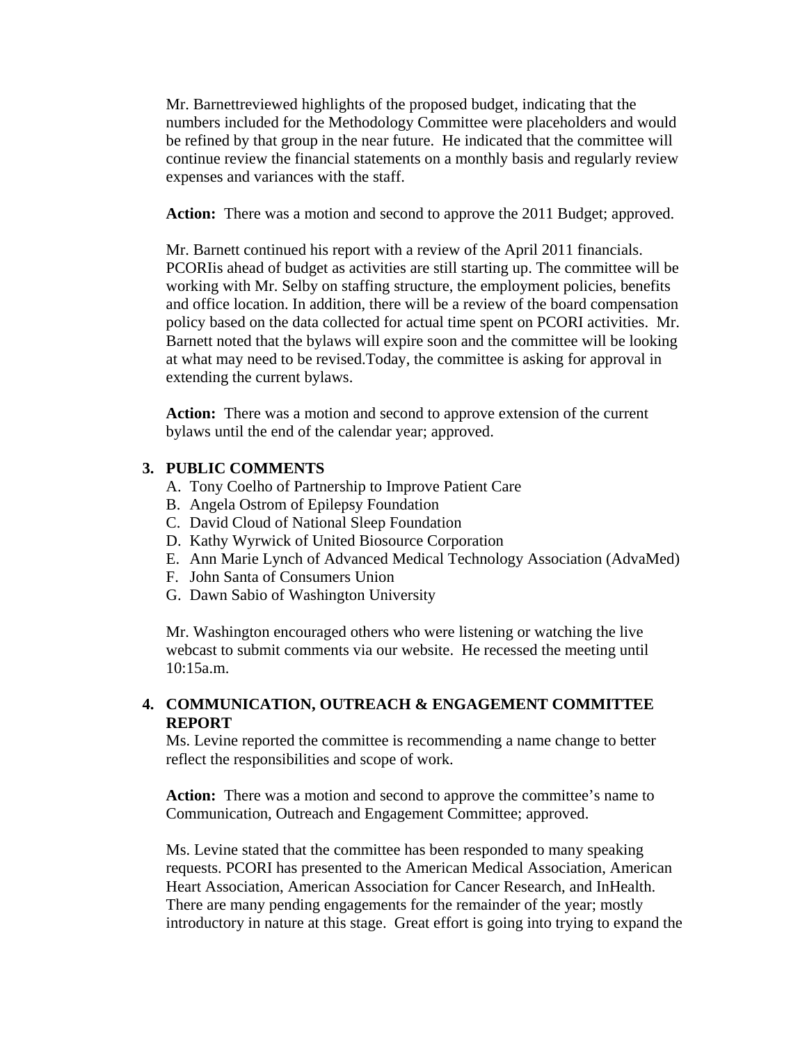Mr. Barnettreviewed highlights of the proposed budget, indicating that the numbers included for the Methodology Committee were placeholders and would be refined by that group in the near future. He indicated that the committee will continue review the financial statements on a monthly basis and regularly review expenses and variances with the staff.

**Action:** There was a motion and second to approve the 2011 Budget; approved.

Mr. Barnett continued his report with a review of the April 2011 financials. PCORIis ahead of budget as activities are still starting up. The committee will be working with Mr. Selby on staffing structure, the employment policies, benefits and office location. In addition, there will be a review of the board compensation policy based on the data collected for actual time spent on PCORI activities. Mr. Barnett noted that the bylaws will expire soon and the committee will be looking at what may need to be revised.Today, the committee is asking for approval in extending the current bylaws.

**Action:** There was a motion and second to approve extension of the current bylaws until the end of the calendar year; approved.

**3. PUBLIC COMMENTS**

A. Tony Coelho of Partnership to Improve Patient Care
B. Angela Ostrom of Epilepsy Foundation
C. David Cloud of National Sleep Foundation
D. Kathy Wyrwick of United Biosource Corporation
E. Ann Marie Lynch of Advanced Medical Technology Association (AdvaMed)
F. John Santa of Consumers Union
G. Dawn Sabio of Washington University

Mr. Washington encouraged others who were listening or watching the live webcast to submit comments via our website. He recessed the meeting until 10:15a.m.

**4. COMMUNICATION, OUTREACH & ENGAGEMENT COMMITTEE REPORT**

Ms. Levine reported the committee is recommending a name change to better reflect the responsibilities and scope of work.

**Action:** There was a motion and second to approve the committee's name to Communication, Outreach and Engagement Committee; approved.

Ms. Levine stated that the committee has been responded to many speaking requests. PCORI has presented to the American Medical Association, American Heart Association, American Association for Cancer Research, and InHealth. There are many pending engagements for the remainder of the year; mostly introductory in nature at this stage. Great effort is going into trying to expand the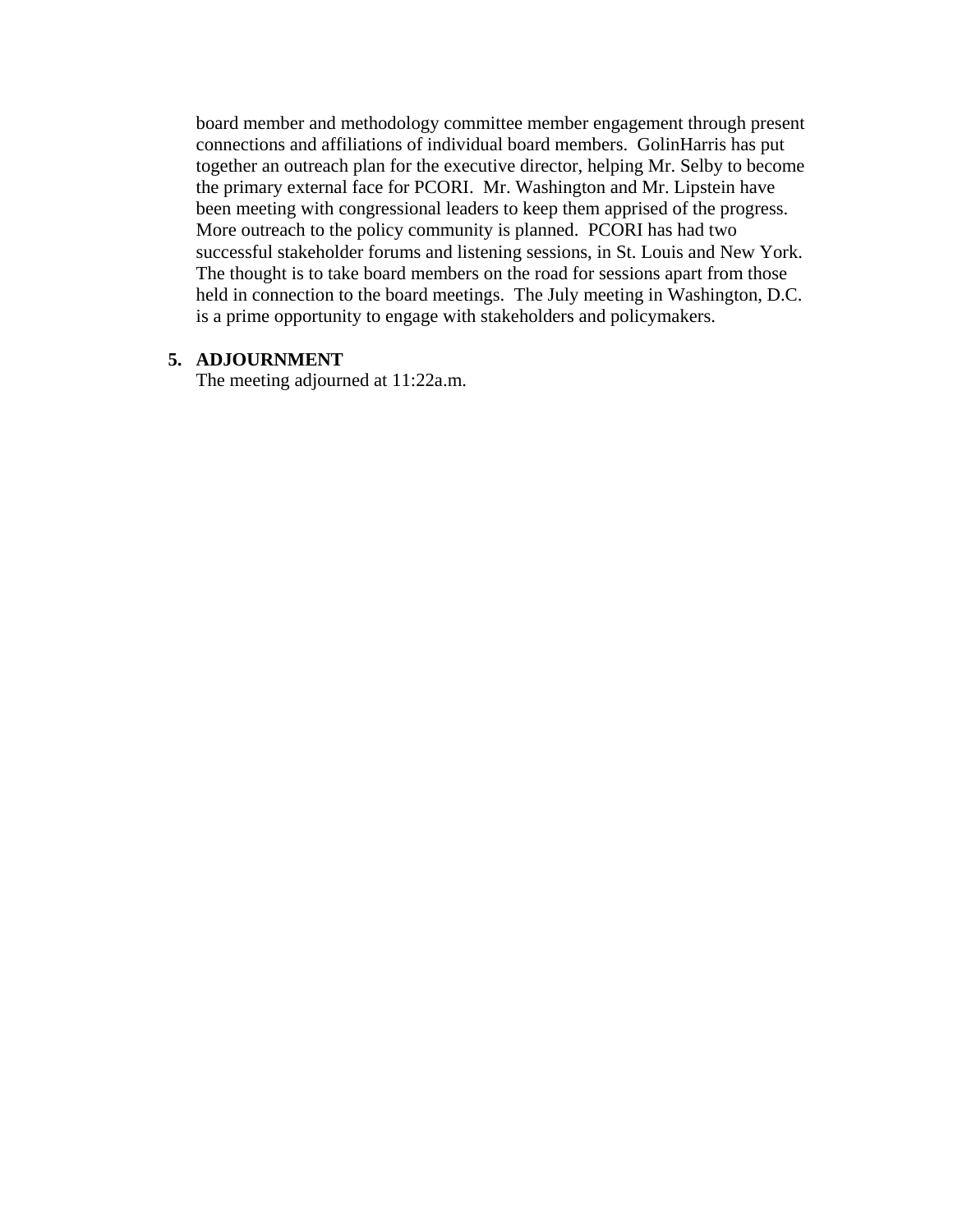board member and methodology committee member engagement through present connections and affiliations of individual board members. GolinHarris has put together an outreach plan for the executive director, helping Mr. Selby to become the primary external face for PCORI. Mr. Washington and Mr. Lipstein have been meeting with congressional leaders to keep them apprised of the progress. More outreach to the policy community is planned. PCORI has had two successful stakeholder forums and listening sessions, in St. Louis and New York. The thought is to take board members on the road for sessions apart from those held in connection to the board meetings. The July meeting in Washington, D.C. is a prime opportunity to engage with stakeholders and policymakers.

5. **ADJOURNMENT**
   The meeting adjourned at 11:22a.m.